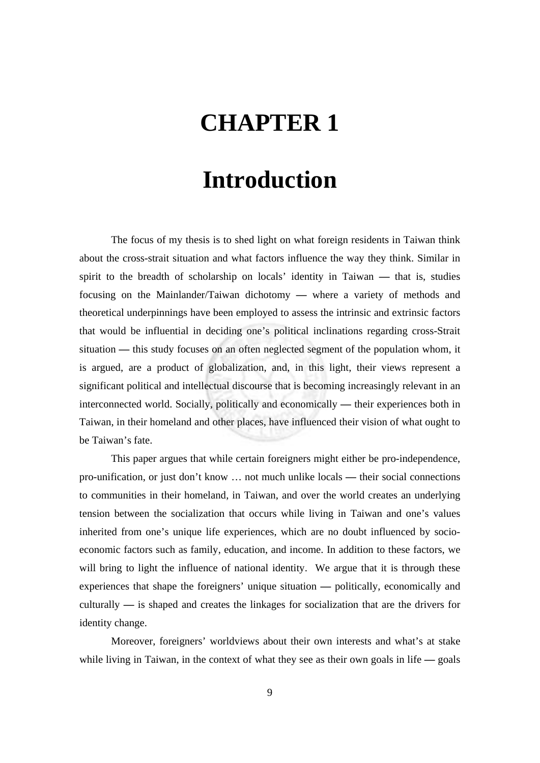# CHAPTER 1

# Introduction

The focus of my thesis is to shed light on what foreign residents in Taiwan think about the cross-strait situation and what factors influence the way they think. Similar in spirit to the breadth of scholarship on locals' identity in Taiwan — that is, studies focusing on the Mainlander/Taiwan dichotomy — where a variety of methods and theoretical underpinnings have been employed to assess the intrinsic and extrinsic factors that would be influential in deciding one's political inclinations regarding cross-Strait situation — this study focuses on an often neglected segment of the population whom, it is argued, are a product of globalization, and, in this light, their views represent a significant political and intellectual discourse that is becoming increasingly relevant in an interconnected world. Socially, politically and economically — their experiences both in Taiwan, in their homeland and other places, have influenced their vision of what ought to be Taiwan's fate.

This paper argues that while certain foreigners might either be pro-independence, pro-unification, or just don't know … not much unlike locals — their social connections to communities in their homeland, in Taiwan, and over the world creates an underlying tension between the socialization that occurs while living in Taiwan and one's values inherited from one's unique life experiences, which are no doubt influenced by socio-economic factors such as family, education, and income. In addition to these factors, we will bring to light the influence of national identity. We argue that it is through these experiences that shape the foreigners' unique situation — politically, economically and culturally — is shaped and creates the linkages for socialization that are the drivers for identity change.

Moreover, foreigners' worldviews about their own interests and what's at stake while living in Taiwan, in the context of what they see as their own goals in life — goals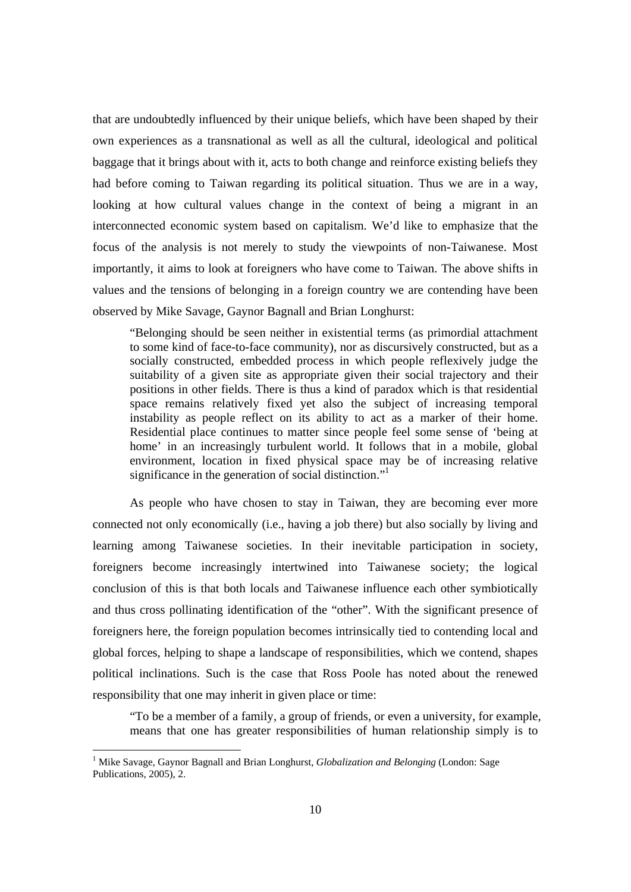that are undoubtedly influenced by their unique beliefs, which have been shaped by their own experiences as a transnational as well as all the cultural, ideological and political baggage that it brings about with it, acts to both change and reinforce existing beliefs they had before coming to Taiwan regarding its political situation. Thus we are in a way, looking at how cultural values change in the context of being a migrant in an interconnected economic system based on capitalism. We'd like to emphasize that the focus of the analysis is not merely to study the viewpoints of non-Taiwanese. Most importantly, it aims to look at foreigners who have come to Taiwan. The above shifts in values and the tensions of belonging in a foreign country we are contending have been observed by Mike Savage, Gaynor Bagnall and Brian Longhurst:

> "Belonging should be seen neither in existential terms (as primordial attachment to some kind of face-to-face community), nor as discursively constructed, but as a socially constructed, embedded process in which people reflexively judge the suitability of a given site as appropriate given their social trajectory and their positions in other fields. There is thus a kind of paradox which is that residential space remains relatively fixed yet also the subject of increasing temporal instability as people reflect on its ability to act as a marker of their home. Residential place continues to matter since people feel some sense of 'being at home' in an increasingly turbulent world. It follows that in a mobile, global environment, location in fixed physical space may be of increasing relative significance in the generation of social distinction."[1]

As people who have chosen to stay in Taiwan, they are becoming ever more connected not only economically (i.e., having a job there) but also socially by living and learning among Taiwanese societies. In their inevitable participation in society, foreigners become increasingly intertwined into Taiwanese society; the logical conclusion of this is that both locals and Taiwanese influence each other symbiotically and thus cross pollinating identification of the "other". With the significant presence of foreigners here, the foreign population becomes intrinsically tied to contending local and global forces, helping to shape a landscape of responsibilities, which we contend, shapes political inclinations. Such is the case that Ross Poole has noted about the renewed responsibility that one may inherit in given place or time:

> "To be a member of a family, a group of friends, or even a university, for example, means that one has greater responsibilities of human relationship simply is to

[1] Mike Savage, Gaynor Bagnall and Brian Longhurst, *Globalization and Belonging* (London: Sage Publications, 2005), 2.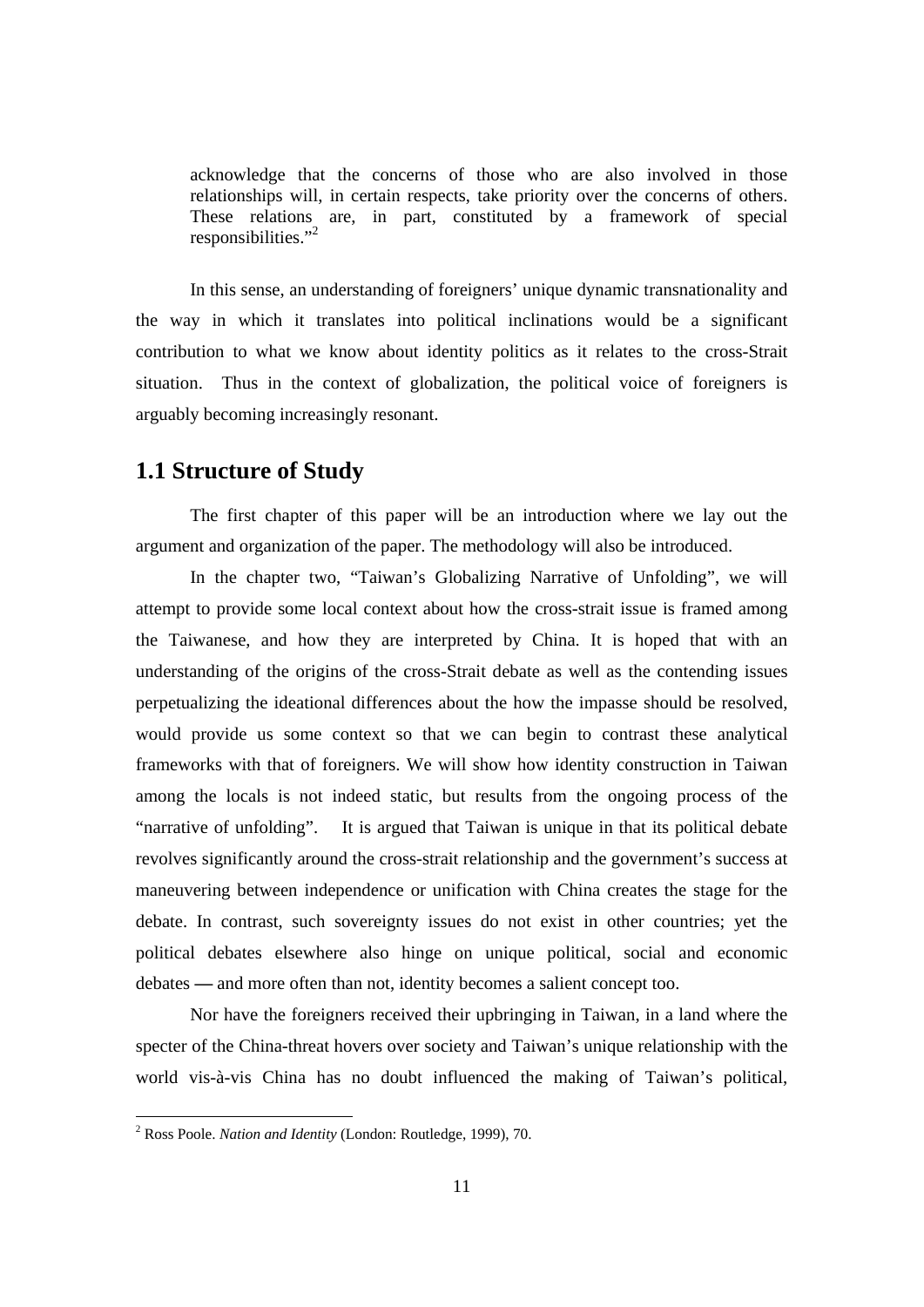acknowledge that the concerns of those who are also involved in those relationships will, in certain respects, take priority over the concerns of others. These relations are, in part, constituted by a framework of special responsibilities."[2]

In this sense, an understanding of foreigners' unique dynamic transnationality and the way in which it translates into political inclinations would be a significant contribution to what we know about identity politics as it relates to the cross-Strait situation. Thus in the context of globalization, the political voice of foreigners is arguably becoming increasingly resonant.

## 1.1 Structure of Study

The first chapter of this paper will be an introduction where we lay out the argument and organization of the paper. The methodology will also be introduced.

In the chapter two, "Taiwan's Globalizing Narrative of Unfolding", we will attempt to provide some local context about how the cross-strait issue is framed among the Taiwanese, and how they are interpreted by China. It is hoped that with an understanding of the origins of the cross-Strait debate as well as the contending issues perpetualizing the ideational differences about the how the impasse should be resolved, would provide us some context so that we can begin to contrast these analytical frameworks with that of foreigners. We will show how identity construction in Taiwan among the locals is not indeed static, but results from the ongoing process of the "narrative of unfolding". It is argued that Taiwan is unique in that its political debate revolves significantly around the cross-strait relationship and the government's success at maneuvering between independence or unification with China creates the stage for the debate. In contrast, such sovereignty issues do not exist in other countries; yet the political debates elsewhere also hinge on unique political, social and economic debates — and more often than not, identity becomes a salient concept too.

Nor have the foreigners received their upbringing in Taiwan, in a land where the specter of the China-threat hovers over society and Taiwan's unique relationship with the world vis-à-vis China has no doubt influenced the making of Taiwan's political,

[2] Ross Poole. *Nation and Identity* (London: Routledge, 1999), 70.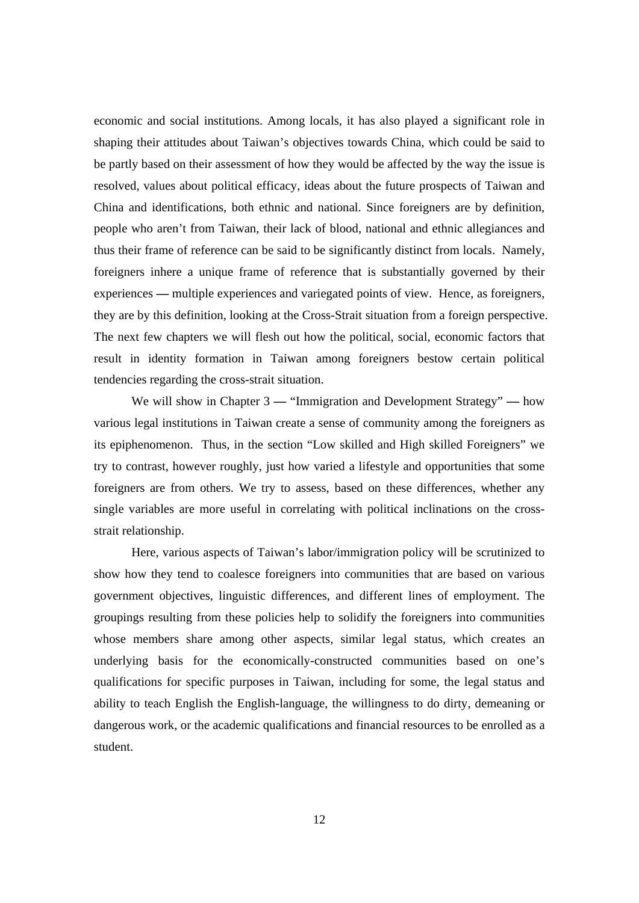economic and social institutions. Among locals, it has also played a significant role in shaping their attitudes about Taiwan's objectives towards China, which could be said to be partly based on their assessment of how they would be affected by the way the issue is resolved, values about political efficacy, ideas about the future prospects of Taiwan and China and identifications, both ethnic and national. Since foreigners are by definition, people who aren't from Taiwan, their lack of blood, national and ethnic allegiances and thus their frame of reference can be said to be significantly distinct from locals. Namely, foreigners inhere a unique frame of reference that is substantially governed by their experiences — multiple experiences and variegated points of view. Hence, as foreigners, they are by this definition, looking at the Cross-Strait situation from a foreign perspective. The next few chapters we will flesh out how the political, social, economic factors that result in identity formation in Taiwan among foreigners bestow certain political tendencies regarding the cross-strait situation.

We will show in Chapter 3 — "Immigration and Development Strategy" — how various legal institutions in Taiwan create a sense of community among the foreigners as its epiphenomenon. Thus, in the section "Low skilled and High skilled Foreigners" we try to contrast, however roughly, just how varied a lifestyle and opportunities that some foreigners are from others. We try to assess, based on these differences, whether any single variables are more useful in correlating with political inclinations on the cross-strait relationship.

Here, various aspects of Taiwan's labor/immigration policy will be scrutinized to show how they tend to coalesce foreigners into communities that are based on various government objectives, linguistic differences, and different lines of employment. The groupings resulting from these policies help to solidify the foreigners into communities whose members share among other aspects, similar legal status, which creates an underlying basis for the economically-constructed communities based on one's qualifications for specific purposes in Taiwan, including for some, the legal status and ability to teach English the English-language, the willingness to do dirty, demeaning or dangerous work, or the academic qualifications and financial resources to be enrolled as a student.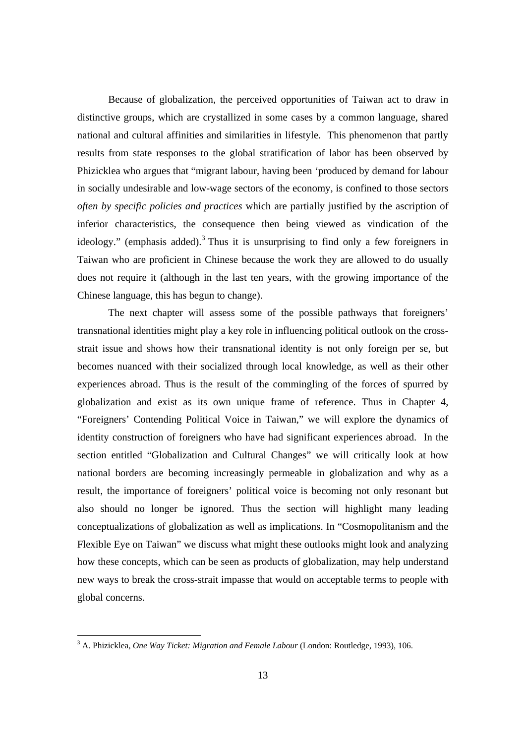Because of globalization, the perceived opportunities of Taiwan act to draw in distinctive groups, which are crystallized in some cases by a common language, shared national and cultural affinities and similarities in lifestyle. This phenomenon that partly results from state responses to the global stratification of labor has been observed by Phizicklea who argues that "migrant labour, having been 'produced by demand for labour in socially undesirable and low-wage sectors of the economy, is confined to those sectors *often by specific policies and practices* which are partially justified by the ascription of inferior characteristics, the consequence then being viewed as vindication of the ideology." (emphasis added).[3] Thus it is unsurprising to find only a few foreigners in Taiwan who are proficient in Chinese because the work they are allowed to do usually does not require it (although in the last ten years, with the growing importance of the Chinese language, this has begun to change).

The next chapter will assess some of the possible pathways that foreigners' transnational identities might play a key role in influencing political outlook on the cross-strait issue and shows how their transnational identity is not only foreign per se, but becomes nuanced with their socialized through local knowledge, as well as their other experiences abroad. Thus is the result of the commingling of the forces of spurred by globalization and exist as its own unique frame of reference. Thus in Chapter 4, "Foreigners' Contending Political Voice in Taiwan," we will explore the dynamics of identity construction of foreigners who have had significant experiences abroad. In the section entitled "Globalization and Cultural Changes" we will critically look at how national borders are becoming increasingly permeable in globalization and why as a result, the importance of foreigners' political voice is becoming not only resonant but also should no longer be ignored. Thus the section will highlight many leading conceptualizations of globalization as well as implications. In "Cosmopolitanism and the Flexible Eye on Taiwan" we discuss what might these outlooks might look and analyzing how these concepts, which can be seen as products of globalization, may help understand new ways to break the cross-strait impasse that would on acceptable terms to people with global concerns.

---

[3] A. Phizicklea, *One Way Ticket: Migration and Female Labour* (London: Routledge, 1993), 106.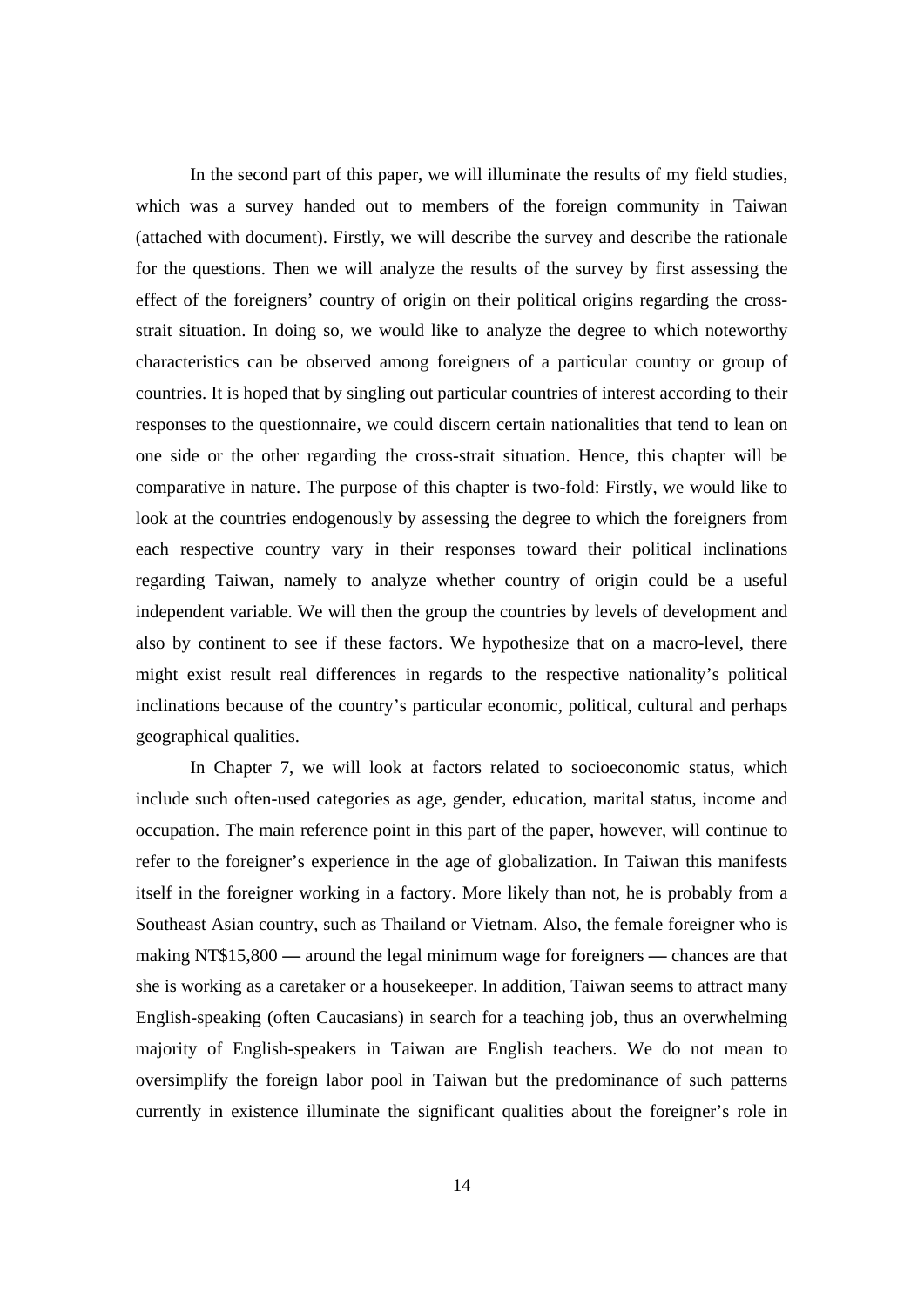In the second part of this paper, we will illuminate the results of my field studies, which was a survey handed out to members of the foreign community in Taiwan (attached with document). Firstly, we will describe the survey and describe the rationale for the questions. Then we will analyze the results of the survey by first assessing the effect of the foreigners' country of origin on their political origins regarding the cross-strait situation. In doing so, we would like to analyze the degree to which noteworthy characteristics can be observed among foreigners of a particular country or group of countries. It is hoped that by singling out particular countries of interest according to their responses to the questionnaire, we could discern certain nationalities that tend to lean on one side or the other regarding the cross-strait situation. Hence, this chapter will be comparative in nature. The purpose of this chapter is two-fold: Firstly, we would like to look at the countries endogenously by assessing the degree to which the foreigners from each respective country vary in their responses toward their political inclinations regarding Taiwan, namely to analyze whether country of origin could be a useful independent variable. We will then the group the countries by levels of development and also by continent to see if these factors. We hypothesize that on a macro-level, there might exist result real differences in regards to the respective nationality's political inclinations because of the country's particular economic, political, cultural and perhaps geographical qualities.

In Chapter 7, we will look at factors related to socioeconomic status, which include such often-used categories as age, gender, education, marital status, income and occupation. The main reference point in this part of the paper, however, will continue to refer to the foreigner's experience in the age of globalization. In Taiwan this manifests itself in the foreigner working in a factory. More likely than not, he is probably from a Southeast Asian country, such as Thailand or Vietnam. Also, the female foreigner who is making NT$15,800 — around the legal minimum wage for foreigners — chances are that she is working as a caretaker or a housekeeper. In addition, Taiwan seems to attract many English-speaking (often Caucasians) in search for a teaching job, thus an overwhelming majority of English-speakers in Taiwan are English teachers. We do not mean to oversimplify the foreign labor pool in Taiwan but the predominance of such patterns currently in existence illuminate the significant qualities about the foreigner's role in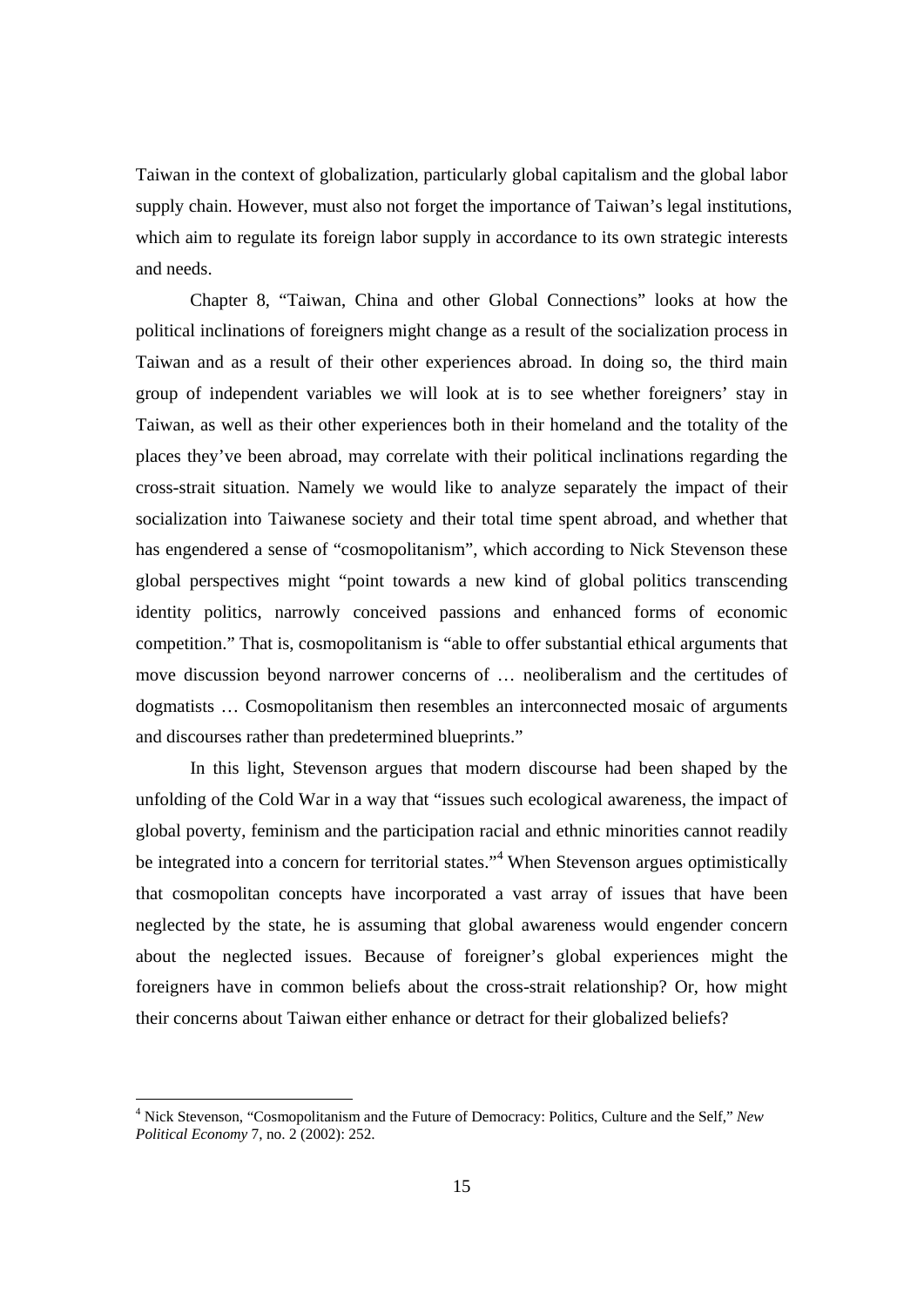Taiwan in the context of globalization, particularly global capitalism and the global labor supply chain. However, must also not forget the importance of Taiwan's legal institutions, which aim to regulate its foreign labor supply in accordance to its own strategic interests and needs.

Chapter 8, "Taiwan, China and other Global Connections" looks at how the political inclinations of foreigners might change as a result of the socialization process in Taiwan and as a result of their other experiences abroad. In doing so, the third main group of independent variables we will look at is to see whether foreigners' stay in Taiwan, as well as their other experiences both in their homeland and the totality of the places they've been abroad, may correlate with their political inclinations regarding the cross-strait situation. Namely we would like to analyze separately the impact of their socialization into Taiwanese society and their total time spent abroad, and whether that has engendered a sense of "cosmopolitanism", which according to Nick Stevenson these global perspectives might "point towards a new kind of global politics transcending identity politics, narrowly conceived passions and enhanced forms of economic competition." That is, cosmopolitanism is "able to offer substantial ethical arguments that move discussion beyond narrower concerns of … neoliberalism and the certitudes of dogmatists … Cosmopolitanism then resembles an interconnected mosaic of arguments and discourses rather than predetermined blueprints."

In this light, Stevenson argues that modern discourse had been shaped by the unfolding of the Cold War in a way that "issues such ecological awareness, the impact of global poverty, feminism and the participation racial and ethnic minorities cannot readily be integrated into a concern for territorial states."[4] When Stevenson argues optimistically that cosmopolitan concepts have incorporated a vast array of issues that have been neglected by the state, he is assuming that global awareness would engender concern about the neglected issues. Because of foreigner's global experiences might the foreigners have in common beliefs about the cross-strait relationship? Or, how might their concerns about Taiwan either enhance or detract for their globalized beliefs?

[4] Nick Stevenson, "Cosmopolitanism and the Future of Democracy: Politics, Culture and the Self," *New Political Economy* 7, no. 2 (2002): 252.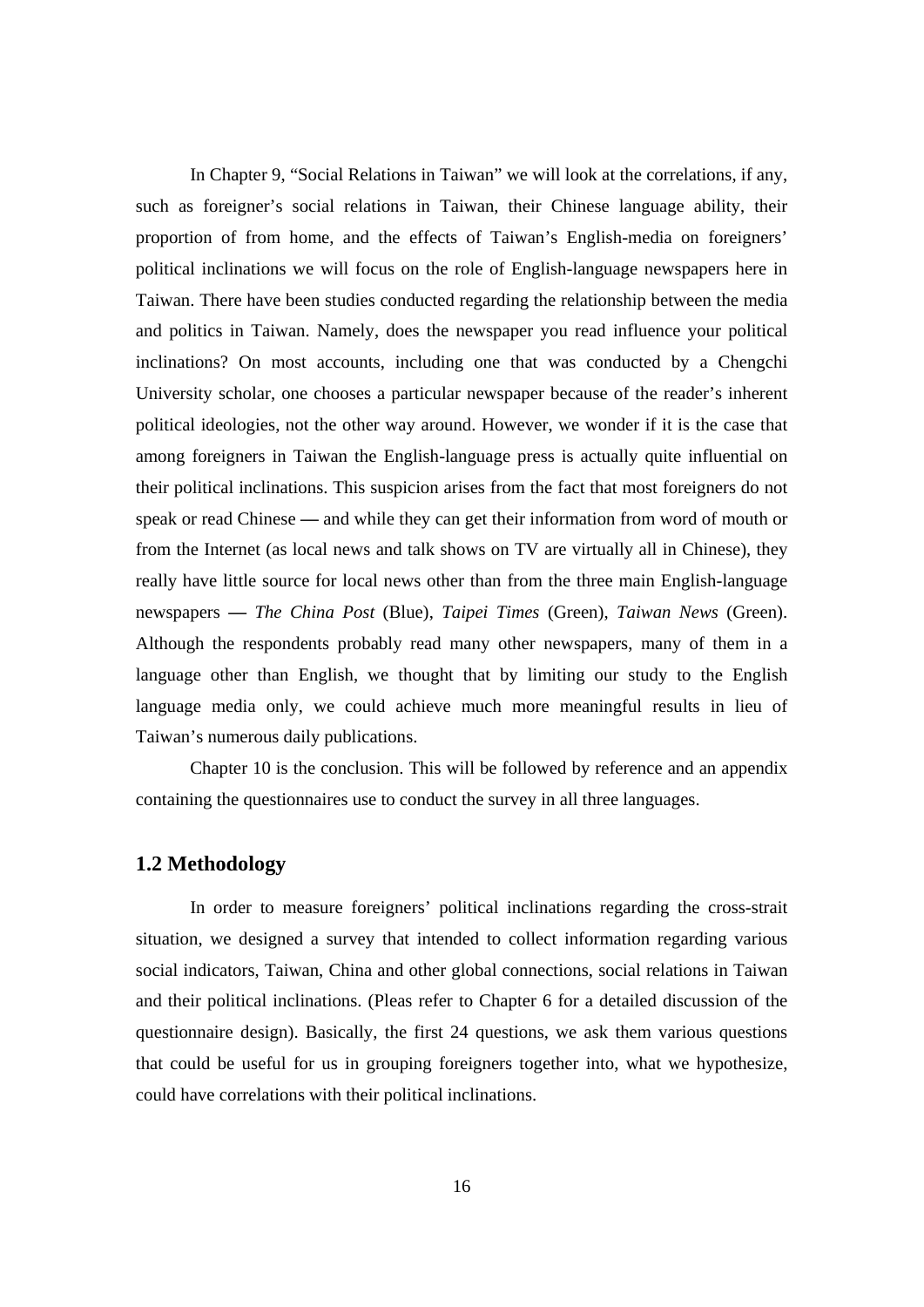In Chapter 9, "Social Relations in Taiwan" we will look at the correlations, if any, such as foreigner's social relations in Taiwan, their Chinese language ability, their proportion of from home, and the effects of Taiwan's English-media on foreigners' political inclinations we will focus on the role of English-language newspapers here in Taiwan. There have been studies conducted regarding the relationship between the media and politics in Taiwan. Namely, does the newspaper you read influence your political inclinations? On most accounts, including one that was conducted by a Chengchi University scholar, one chooses a particular newspaper because of the reader's inherent political ideologies, not the other way around. However, we wonder if it is the case that among foreigners in Taiwan the English-language press is actually quite influential on their political inclinations. This suspicion arises from the fact that most foreigners do not speak or read Chinese — and while they can get their information from word of mouth or from the Internet (as local news and talk shows on TV are virtually all in Chinese), they really have little source for local news other than from the three main English-language newspapers — *The China Post* (Blue), *Taipei Times* (Green), *Taiwan News* (Green). Although the respondents probably read many other newspapers, many of them in a language other than English, we thought that by limiting our study to the English language media only, we could achieve much more meaningful results in lieu of Taiwan's numerous daily publications.

Chapter 10 is the conclusion. This will be followed by reference and an appendix containing the questionnaires use to conduct the survey in all three languages.

## 1.2 Methodology

In order to measure foreigners' political inclinations regarding the cross-strait situation, we designed a survey that intended to collect information regarding various social indicators, Taiwan, China and other global connections, social relations in Taiwan and their political inclinations. (Pleas refer to Chapter 6 for a detailed discussion of the questionnaire design). Basically, the first 24 questions, we ask them various questions that could be useful for us in grouping foreigners together into, what we hypothesize, could have correlations with their political inclinations.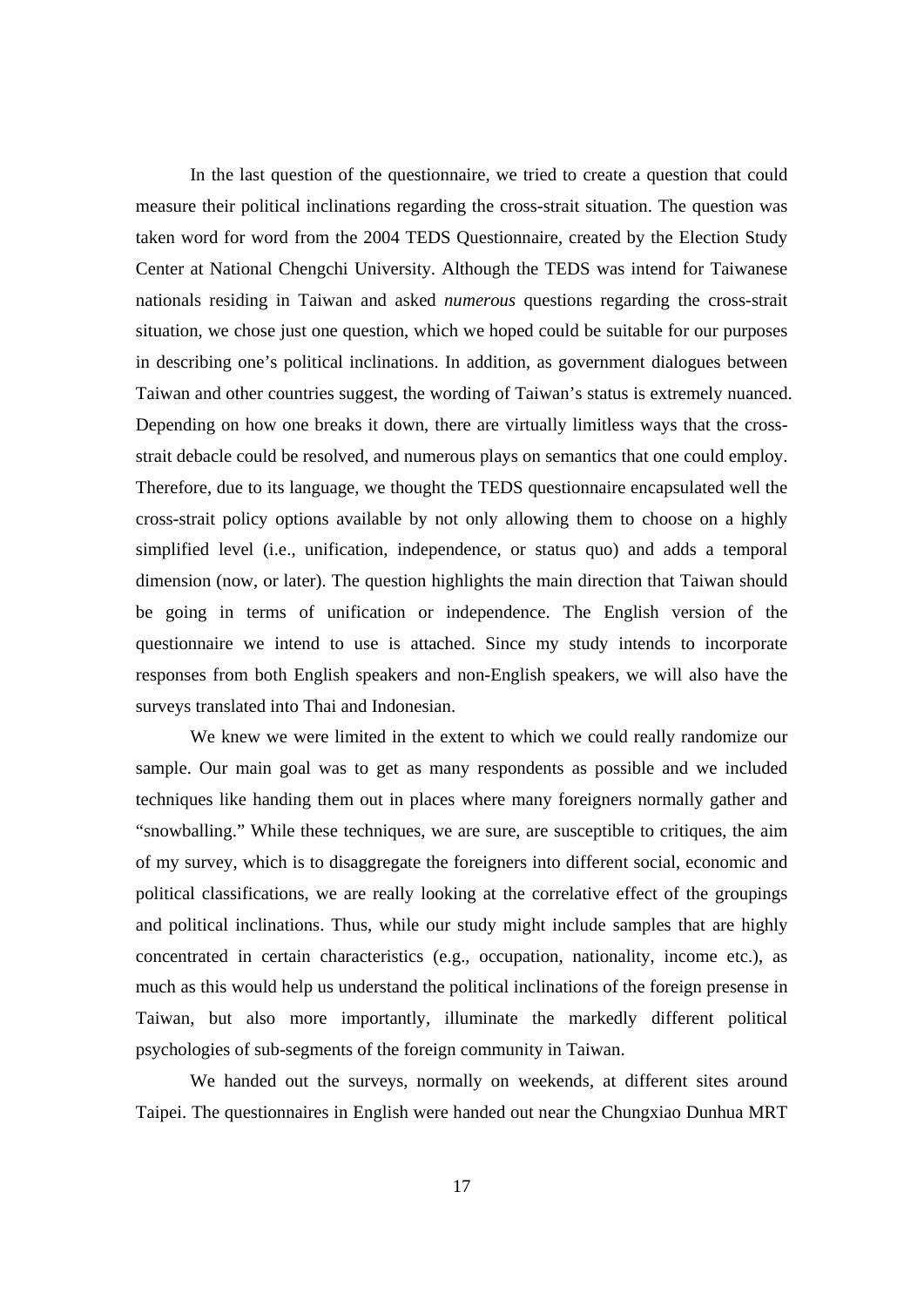In the last question of the questionnaire, we tried to create a question that could measure their political inclinations regarding the cross-strait situation. The question was taken word for word from the 2004 TEDS Questionnaire, created by the Election Study Center at National Chengchi University. Although the TEDS was intend for Taiwanese nationals residing in Taiwan and asked *numerous* questions regarding the cross-strait situation, we chose just one question, which we hoped could be suitable for our purposes in describing one's political inclinations. In addition, as government dialogues between Taiwan and other countries suggest, the wording of Taiwan's status is extremely nuanced. Depending on how one breaks it down, there are virtually limitless ways that the cross-strait debacle could be resolved, and numerous plays on semantics that one could employ. Therefore, due to its language, we thought the TEDS questionnaire encapsulated well the cross-strait policy options available by not only allowing them to choose on a highly simplified level (i.e., unification, independence, or status quo) and adds a temporal dimension (now, or later). The question highlights the main direction that Taiwan should be going in terms of unification or independence. The English version of the questionnaire we intend to use is attached. Since my study intends to incorporate responses from both English speakers and non-English speakers, we will also have the surveys translated into Thai and Indonesian.

We knew we were limited in the extent to which we could really randomize our sample. Our main goal was to get as many respondents as possible and we included techniques like handing them out in places where many foreigners normally gather and "snowballing." While these techniques, we are sure, are susceptible to critiques, the aim of my survey, which is to disaggregate the foreigners into different social, economic and political classifications, we are really looking at the correlative effect of the groupings and political inclinations. Thus, while our study might include samples that are highly concentrated in certain characteristics (e.g., occupation, nationality, income etc.), as much as this would help us understand the political inclinations of the foreign presense in Taiwan, but also more importantly, illuminate the markedly different political psychologies of sub-segments of the foreign community in Taiwan.

We handed out the surveys, normally on weekends, at different sites around Taipei. The questionnaires in English were handed out near the Chungxiao Dunhua MRT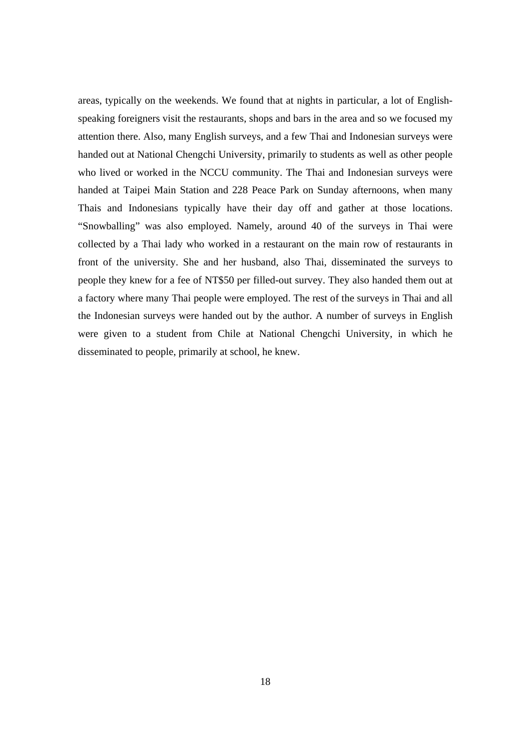areas, typically on the weekends. We found that at nights in particular, a lot of English-speaking foreigners visit the restaurants, shops and bars in the area and so we focused my attention there. Also, many English surveys, and a few Thai and Indonesian surveys were handed out at National Chengchi University, primarily to students as well as other people who lived or worked in the NCCU community. The Thai and Indonesian surveys were handed at Taipei Main Station and 228 Peace Park on Sunday afternoons, when many Thais and Indonesians typically have their day off and gather at those locations. "Snowballing" was also employed. Namely, around 40 of the surveys in Thai were collected by a Thai lady who worked in a restaurant on the main row of restaurants in front of the university. She and her husband, also Thai, disseminated the surveys to people they knew for a fee of NT$50 per filled-out survey. They also handed them out at a factory where many Thai people were employed. The rest of the surveys in Thai and all the Indonesian surveys were handed out by the author. A number of surveys in English were given to a student from Chile at National Chengchi University, in which he disseminated to people, primarily at school, he knew.